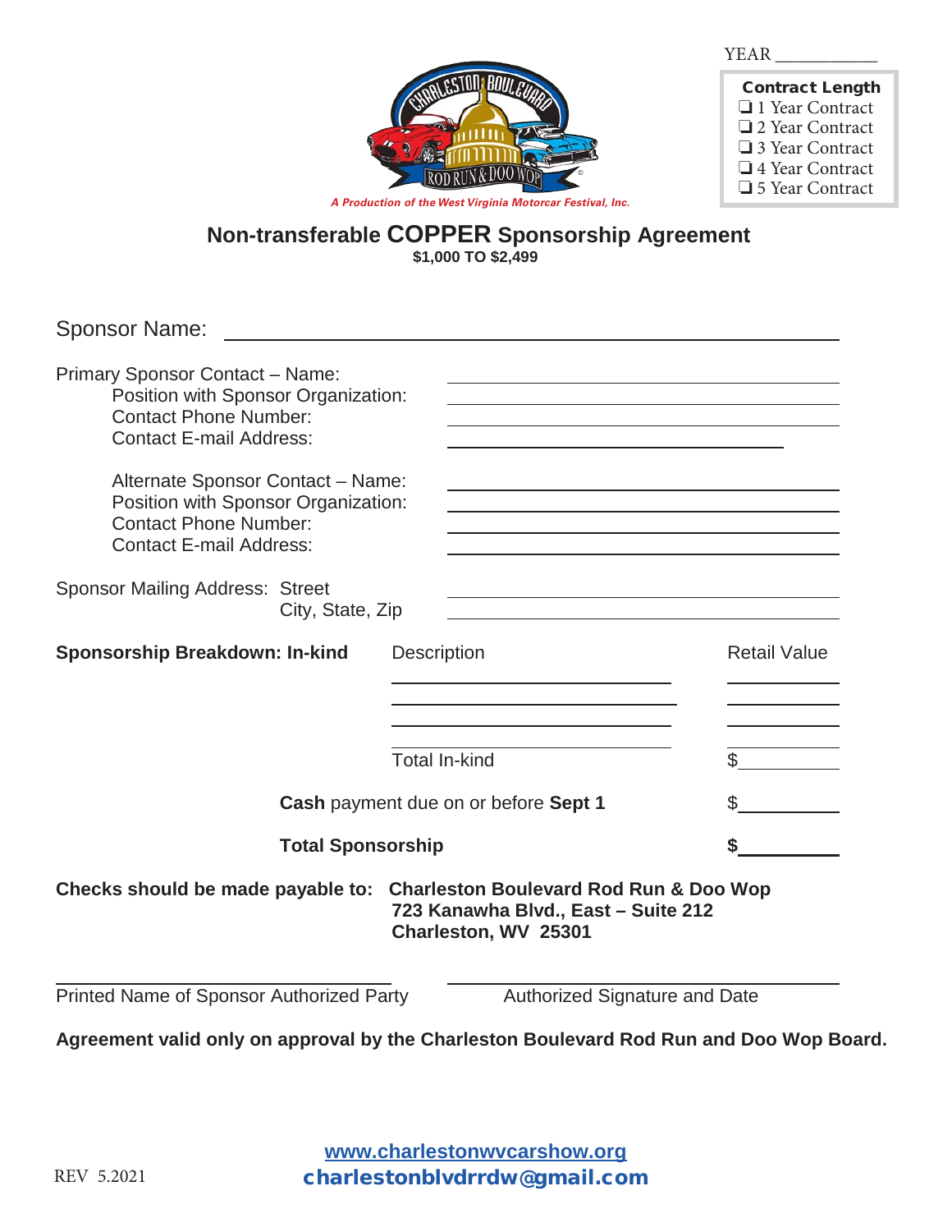YEAR ___________

**Contract Length**

- ❑ 1 Year Contract
- ❑ 2 Year Contract
- ❑ 3 Year Contract
- ❑ 4 Year Contract
- ❑ 5 Year Contract

*A Production of the West Virginia Motorcar Festival, Inc.*

# Non-transferable COPPER Sponsorship Agreement

**$1,000 TO $2,499**

Sponsor Name: ______________________________________________

Primary Sponsor Contact – Name: ______________________________
Position with Sponsor Organization: ______________________________
Contact Phone Number: ______________________________
Contact E-mail Address: ______________________________

Alternate Sponsor Contact – Name: ______________________________
Position with Sponsor Organization: ______________________________
Contact Phone Number: ______________________________
Contact E-mail Address: ______________________________

Sponsor Mailing Address: Street ______________________________
City, State, Zip ______________________________

| **Sponsorship Breakdown: In-kind** | Description | Retail Value |
|---|---|---|
| | ______________________ | __________ |
| | ______________________ | __________ |
| | ______________________ | __________ |
| | Total In-kind | $__________ |
| | **Cash** payment due on or before **Sept 1** | $__________ |
| | **Total Sponsorship** | **$**__________ |

**Checks should be made payable to: Charleston Boulevard Rod Run & Doo Wop**
**723 Kanawha Blvd., East – Suite 212**
**Charleston, WV 25301**

______________________________ ______________________________
Printed Name of Sponsor Authorized Party Authorized Signature and Date

**Agreement valid only on approval by the Charleston Boulevard Rod Run and Doo Wop Board.**

www.charlestonwvcarshow.org
charlestonblvdrrdw@gmail.com

REV 5.2021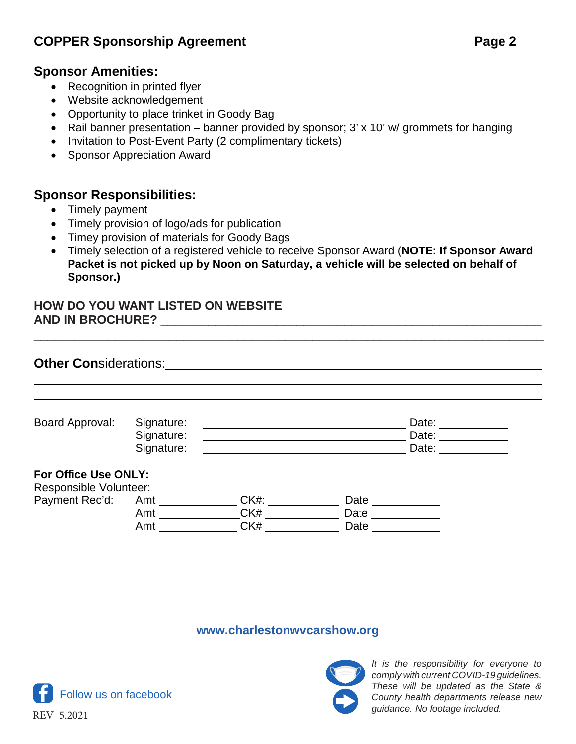## COPPER Sponsorship Agreement

### Sponsor Amenities:

- Recognition in printed flyer
- Website acknowledgement
- Opportunity to place trinket in Goody Bag
- Rail banner presentation – banner provided by sponsor; 3' x 10' w/ grommets for hanging
- Invitation to Post-Event Party (2 complimentary tickets)
- Sponsor Appreciation Award

### Sponsor Responsibilities:

- Timely payment
- Timely provision of logo/ads for publication
- Timey provision of materials for Goody Bags
- Timely selection of a registered vehicle to receive Sponsor Award (**NOTE: If Sponsor Award Packet is not picked up by Noon on Saturday, a vehicle will be selected on behalf of Sponsor.)**

**HOW DO YOU WANT LISTED ON WEBSITE AND IN BROCHURE?** ____________________________________________

______________________________________________________________________

**Other Con**siderations: ____________________________________________

______________________________________________________________________

______________________________________________________________________

| | | | | |
|---|---|---|---|---|
| Board Approval: | Signature: | ______________________ | Date: | __________ |
| | Signature: | ______________________ | Date: | __________ |
| | Signature: | ______________________ | Date: | __________ |

**For Office Use ONLY:**

Responsible Volunteer: ______________________

| | | | | | | |
|---|---|---|---|---|---|---|
| Payment Rec'd: | Amt | __________ | CK#: | __________ | Date | __________ |
| | Amt | __________ | CK# | __________ | Date | __________ |
| | Amt | __________ | CK# | __________ | Date | __________ |

**www.charlestonwvcarshow.org**

Follow us on facebook

*It is the responsibility for everyone to comply with current COVID-19 guidelines. These will be updated as the State & County health departments release new guidance. No footage included.*

REV 5.2021